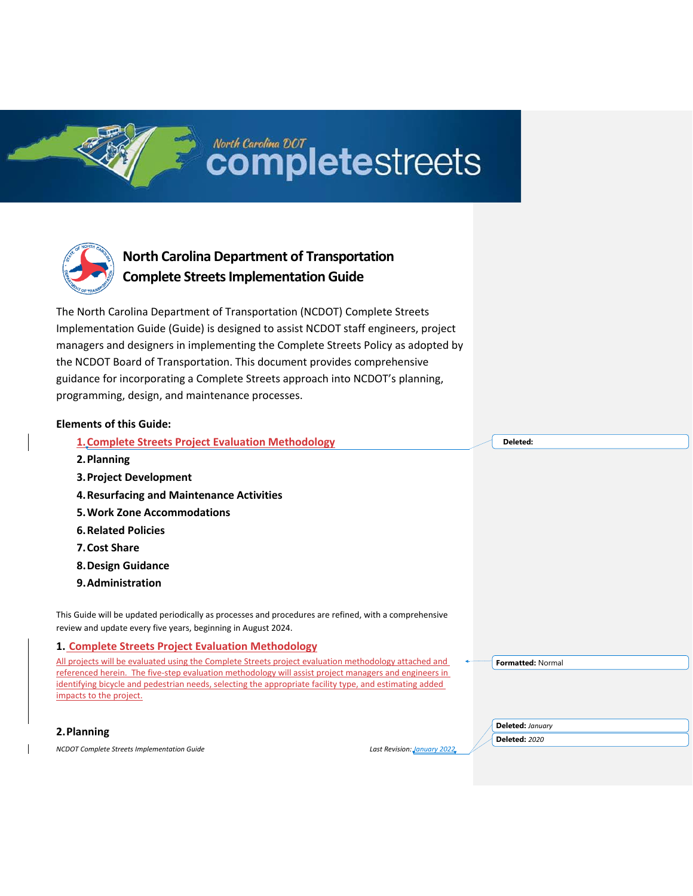# North Carolina Department of Transportation Complete Streets Implementation Guide

The North Carolina Department of Transportation (NCDOT) Complete Streets Implementation Guide (Guide) is designed to assist NCDOT staff engineers, project managers and designers in implementing the Complete Streets Policy as adopted by the NCDOT Board of Transportation. This document provides comprehensive guidance for incorporating a Complete Streets approach into NCDOT's planning, programming, design, and maintenance processes.

**Elements of this Guide:**

1. **Complete Streets Project Evaluation Methodology**
2. **Planning**
3. **Project Development**
4. **Resurfacing and Maintenance Activities**
5. **Work Zone Accommodations**
6. **Related Policies**
7. **Cost Share**
8. **Design Guidance**
9. **Administration**

This Guide will be updated periodically as processes and procedures are refined, with a comprehensive review and update every five years, beginning in August 2024.

## 1. Complete Streets Project Evaluation Methodology

All projects will be evaluated using the Complete Streets project evaluation methodology attached and referenced herein. The five-step evaluation methodology will assist project managers and engineers in identifying bicycle and pedestrian needs, selecting the appropriate facility type, and estimating added impacts to the project.

## 2. Planning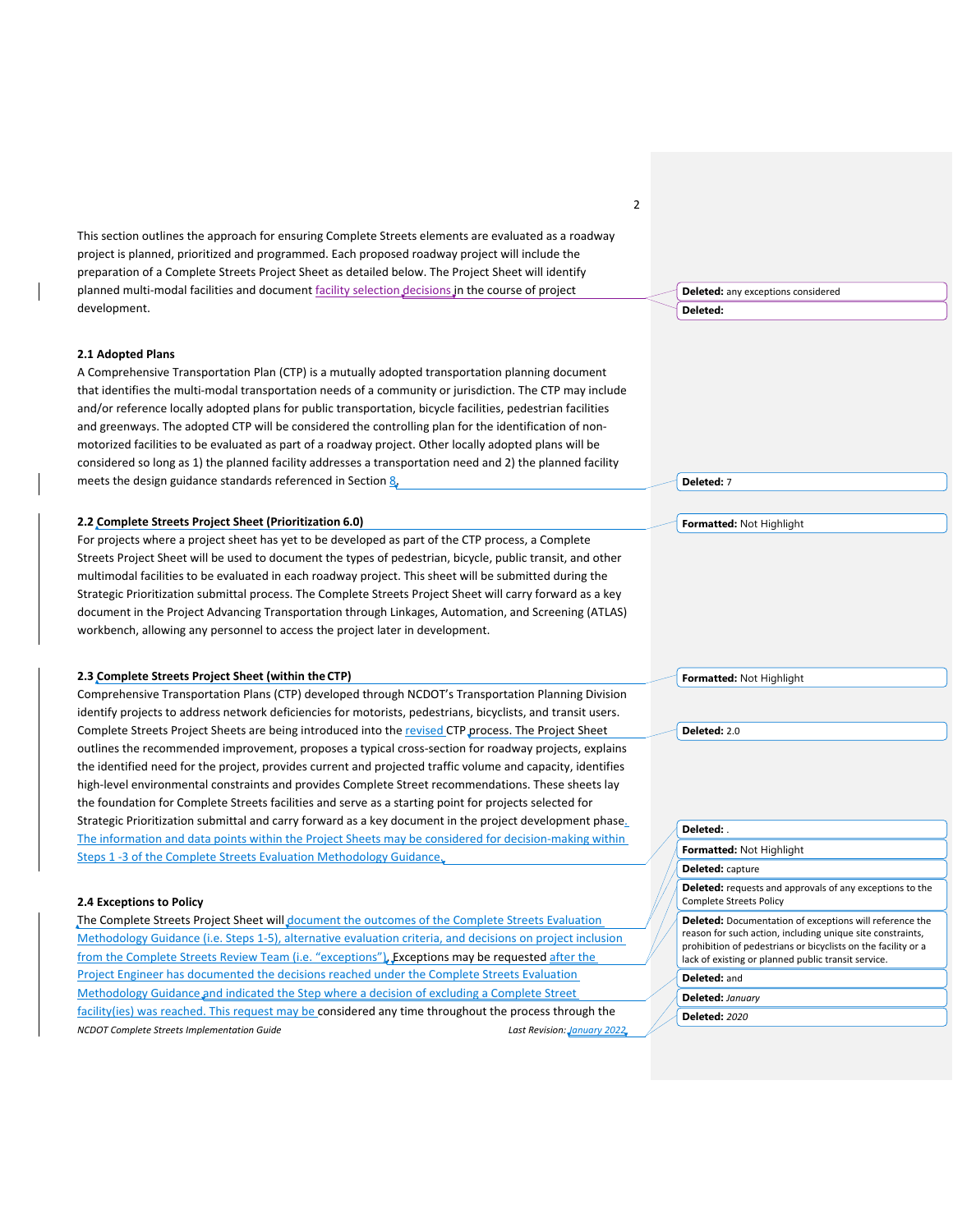This section outlines the approach for ensuring Complete Streets elements are evaluated as a roadway project is planned, prioritized and programmed. Each proposed roadway project will include the preparation of a Complete Streets Project Sheet as detailed below. The Project Sheet will identify planned multi-modal facilities and document facility selection decisions in the course of project development.

Deleted: any exceptions considered

Deleted:

### 2.1 Adopted Plans

A Comprehensive Transportation Plan (CTP) is a mutually adopted transportation planning document that identifies the multi-modal transportation needs of a community or jurisdiction. The CTP may include and/or reference locally adopted plans for public transportation, bicycle facilities, pedestrian facilities and greenways. The adopted CTP will be considered the controlling plan for the identification of non-motorized facilities to be evaluated as part of a roadway project. Other locally adopted plans will be considered so long as 1) the planned facility addresses a transportation need and 2) the planned facility meets the design guidance standards referenced in Section 8.

Deleted: 7

### 2.2 Complete Streets Project Sheet (Prioritization 6.0)

Formatted: Not Highlight

For projects where a project sheet has yet to be developed as part of the CTP process, a Complete Streets Project Sheet will be used to document the types of pedestrian, bicycle, public transit, and other multimodal facilities to be evaluated in each roadway project. This sheet will be submitted during the Strategic Prioritization submittal process. The Complete Streets Project Sheet will carry forward as a key document in the Project Advancing Transportation through Linkages, Automation, and Screening (ATLAS) workbench, allowing any personnel to access the project later in development.

### 2.3 Complete Streets Project Sheet (within the CTP)

Formatted: Not Highlight

Comprehensive Transportation Plans (CTP) developed through NCDOT's Transportation Planning Division identify projects to address network deficiencies for motorists, pedestrians, bicyclists, and transit users. Complete Streets Project Sheets are being introduced into the revised CTP process. The Project Sheet outlines the recommended improvement, proposes a typical cross-section for roadway projects, explains the identified need for the project, provides current and projected traffic volume and capacity, identifies high-level environmental constraints and provides Complete Street recommendations. These sheets lay the foundation for Complete Streets facilities and serve as a starting point for projects selected for Strategic Prioritization submittal and carry forward as a key document in the project development phase. The information and data points within the Project Sheets may be considered for decision-making within Steps 1 -3 of the Complete Streets Evaluation Methodology Guidance.

Deleted: 2.0

Deleted: .

Formatted: Not Highlight

### 2.4 Exceptions to Policy

Deleted: capture

Deleted: requests and approvals of any exceptions to the Complete Streets Policy

Deleted: Documentation of exceptions will reference the reason for such action, including unique site constraints, prohibition of pedestrians or bicyclists on the facility or a lack of existing or planned public transit service.

The Complete Streets Project Sheet will document the outcomes of the Complete Streets Evaluation Methodology Guidance (i.e. Steps 1-5), alternative evaluation criteria, and decisions on project inclusion from the Complete Streets Review Team (i.e. "exceptions"). Exceptions may be requested after the Project Engineer has documented the decisions reached under the Complete Streets Evaluation Methodology Guidance and indicated the Step where a decision of excluding a Complete Street facility(ies) was reached. This request may be considered any time throughout the process through the

Deleted: and

Deleted: *January*

Deleted: *2020*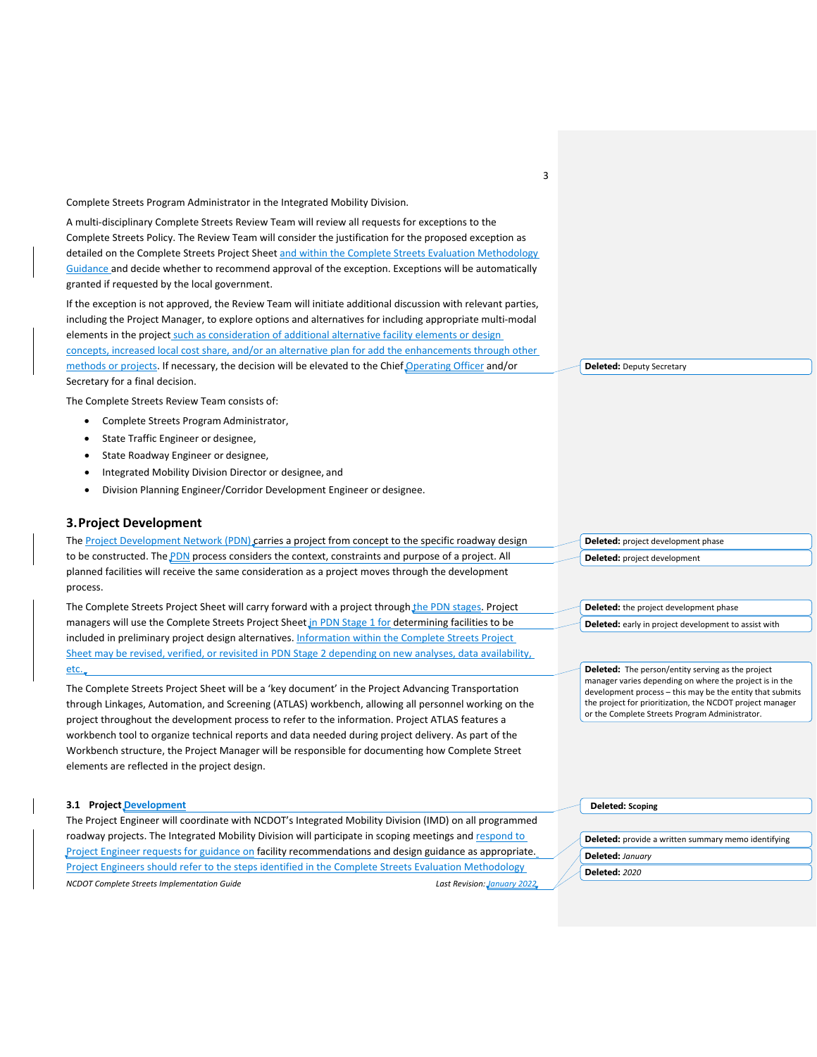Complete Streets Program Administrator in the Integrated Mobility Division.

A multi-disciplinary Complete Streets Review Team will review all requests for exceptions to the Complete Streets Policy. The Review Team will consider the justification for the proposed exception as detailed on the Complete Streets Project Sheet and within the Complete Streets Evaluation Methodology Guidance and decide whether to recommend approval of the exception. Exceptions will be automatically granted if requested by the local government.

If the exception is not approved, the Review Team will initiate additional discussion with relevant parties, including the Project Manager, to explore options and alternatives for including appropriate multi-modal elements in the project such as consideration of additional alternative facility elements or design concepts, increased local cost share, and/or an alternative plan for add the enhancements through other methods or projects. If necessary, the decision will be elevated to the Chief Operating Officer and/or Secretary for a final decision.

The Complete Streets Review Team consists of:

- Complete Streets Program Administrator,
- State Traffic Engineer or designee,
- State Roadway Engineer or designee,
- Integrated Mobility Division Director or designee, and
- Division Planning Engineer/Corridor Development Engineer or designee.

## 3. Project Development

The Project Development Network (PDN) carries a project from concept to the specific roadway design to be constructed. The PDN process considers the context, constraints and purpose of a project. All planned facilities will receive the same consideration as a project moves through the development process.

The Complete Streets Project Sheet will carry forward with a project through the PDN stages. Project managers will use the Complete Streets Project Sheet in PDN Stage 1 for determining facilities to be included in preliminary project design alternatives. Information within the Complete Streets Project Sheet may be revised, verified, or revisited in PDN Stage 2 depending on new analyses, data availability, etc.

The Complete Streets Project Sheet will be a 'key document' in the Project Advancing Transportation through Linkages, Automation, and Screening (ATLAS) workbench, allowing all personnel working on the project throughout the development process to refer to the information. Project ATLAS features a workbench tool to organize technical reports and data needed during project delivery. As part of the Workbench structure, the Project Manager will be responsible for documenting how Complete Street elements are reflected in the project design.

### 3.1 Project Development

The Project Engineer will coordinate with NCDOT's Integrated Mobility Division (IMD) on all programmed roadway projects. The Integrated Mobility Division will participate in scoping meetings and respond to Project Engineer requests for guidance on facility recommendations and design guidance as appropriate. Project Engineers should refer to the steps identified in the Complete Streets Evaluation Methodology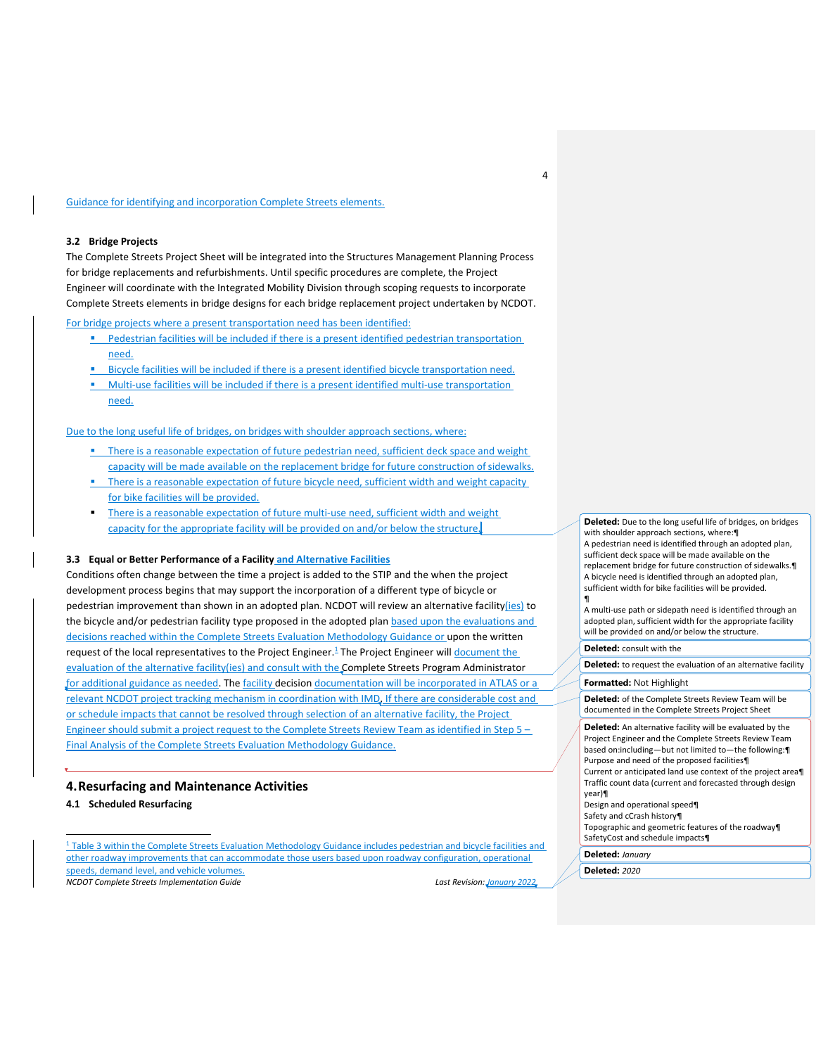Guidance for identifying and incorporation Complete Streets elements.

### 3.2 Bridge Projects

The Complete Streets Project Sheet will be integrated into the Structures Management Planning Process for bridge replacements and refurbishments. Until specific procedures are complete, the Project Engineer will coordinate with the Integrated Mobility Division through scoping requests to incorporate Complete Streets elements in bridge designs for each bridge replacement project undertaken by NCDOT.

For bridge projects where a present transportation need has been identified:

- Pedestrian facilities will be included if there is a present identified pedestrian transportation need.
- Bicycle facilities will be included if there is a present identified bicycle transportation need.
- Multi-use facilities will be included if there is a present identified multi-use transportation need.

Due to the long useful life of bridges, on bridges with shoulder approach sections, where:

- There is a reasonable expectation of future pedestrian need, sufficient deck space and weight capacity will be made available on the replacement bridge for future construction of sidewalks.
- There is a reasonable expectation of future bicycle need, sufficient width and weight capacity for bike facilities will be provided.
- There is a reasonable expectation of future multi-use need, sufficient width and weight capacity for the appropriate facility will be provided on and/or below the structure.

### 3.3 Equal or Better Performance of a Facility and Alternative Facilities

Conditions often change between the time a project is added to the STIP and the when the project development process begins that may support the incorporation of a different type of bicycle or pedestrian improvement than shown in an adopted plan. NCDOT will review an alternative facility(ies) to the bicycle and/or pedestrian facility type proposed in the adopted plan based upon the evaluations and decisions reached within the Complete Streets Evaluation Methodology Guidance or upon the written request of the local representatives to the Project Engineer.[1] The Project Engineer will document the evaluation of the alternative facility(ies) and consult with the Complete Streets Program Administrator for additional guidance as needed. The facility decision documentation will be incorporated in ATLAS or a relevant NCDOT project tracking mechanism in coordination with IMD. If there are considerable cost and or schedule impacts that cannot be resolved through selection of an alternative facility, the Project Engineer should submit a project request to the Complete Streets Review Team as identified in Step 5 – Final Analysis of the Complete Streets Evaluation Methodology Guidance.

## 4. Resurfacing and Maintenance Activities

### 4.1 Scheduled Resurfacing

[1] Table 3 within the Complete Streets Evaluation Methodology Guidance includes pedestrian and bicycle facilities and other roadway improvements that can accommodate those users based upon roadway configuration, operational speeds, demand level, and vehicle volumes.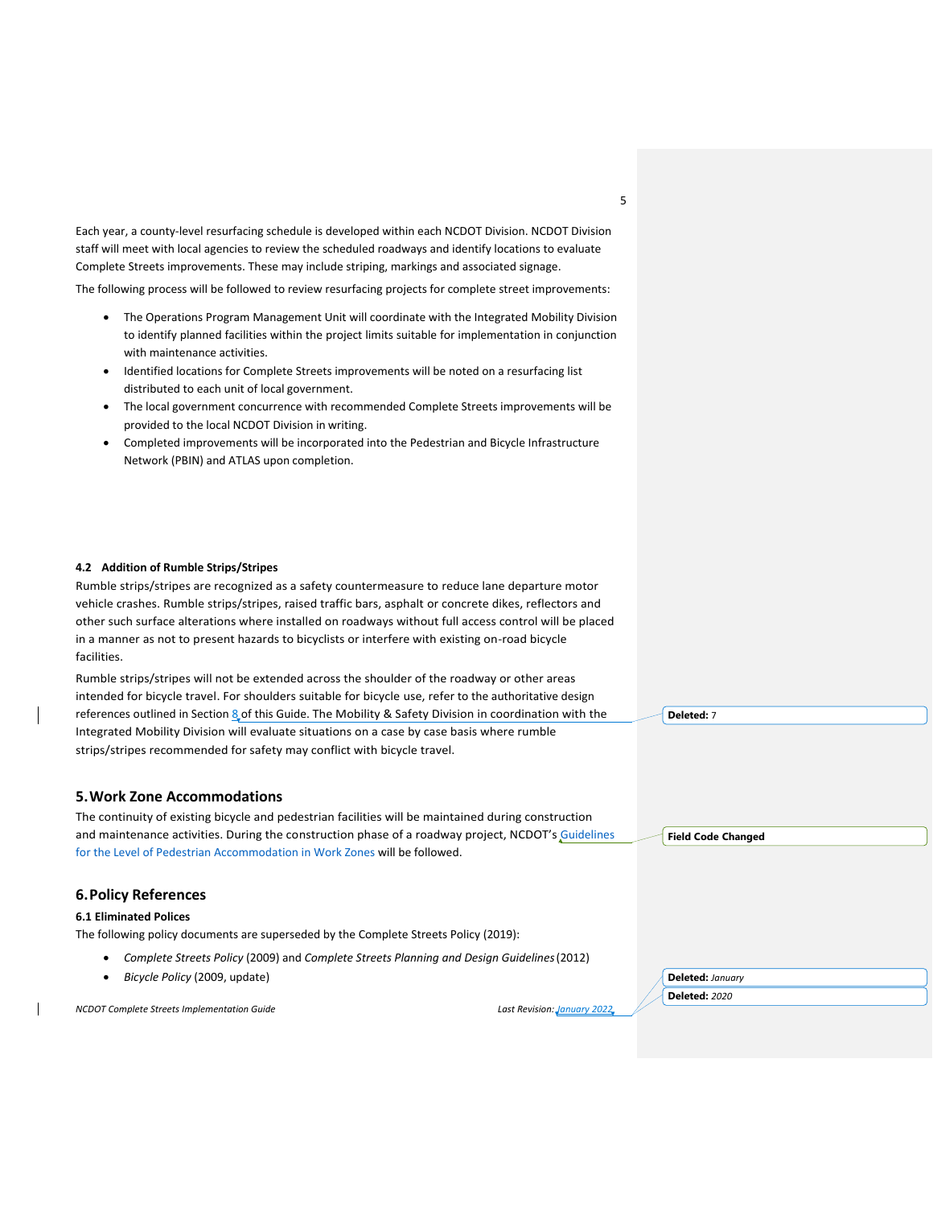Each year, a county-level resurfacing schedule is developed within each NCDOT Division. NCDOT Division staff will meet with local agencies to review the scheduled roadways and identify locations to evaluate Complete Streets improvements. These may include striping, markings and associated signage.

The following process will be followed to review resurfacing projects for complete street improvements:

- The Operations Program Management Unit will coordinate with the Integrated Mobility Division to identify planned facilities within the project limits suitable for implementation in conjunction with maintenance activities.
- Identified locations for Complete Streets improvements will be noted on a resurfacing list distributed to each unit of local government.
- The local government concurrence with recommended Complete Streets improvements will be provided to the local NCDOT Division in writing.
- Completed improvements will be incorporated into the Pedestrian and Bicycle Infrastructure Network (PBIN) and ATLAS upon completion.

### 4.2 Addition of Rumble Strips/Stripes

Rumble strips/stripes are recognized as a safety countermeasure to reduce lane departure motor vehicle crashes. Rumble strips/stripes, raised traffic bars, asphalt or concrete dikes, reflectors and other such surface alterations where installed on roadways without full access control will be placed in a manner as not to present hazards to bicyclists or interfere with existing on-road bicycle facilities.

Rumble strips/stripes will not be extended across the shoulder of the roadway or other areas intended for bicycle travel. For shoulders suitable for bicycle use, refer to the authoritative design references outlined in Section 8 of this Guide. The Mobility & Safety Division in coordination with the Integrated Mobility Division will evaluate situations on a case by case basis where rumble strips/stripes recommended for safety may conflict with bicycle travel.

## 5. Work Zone Accommodations

The continuity of existing bicycle and pedestrian facilities will be maintained during construction and maintenance activities. During the construction phase of a roadway project, NCDOT's Guidelines for the Level of Pedestrian Accommodation in Work Zones will be followed.

## 6. Policy References

### 6.1 Eliminated Polices

The following policy documents are superseded by the Complete Streets Policy (2019):

- *Complete Streets Policy* (2009) and *Complete Streets Planning and Design Guidelines* (2012)
- *Bicycle Policy* (2009, update)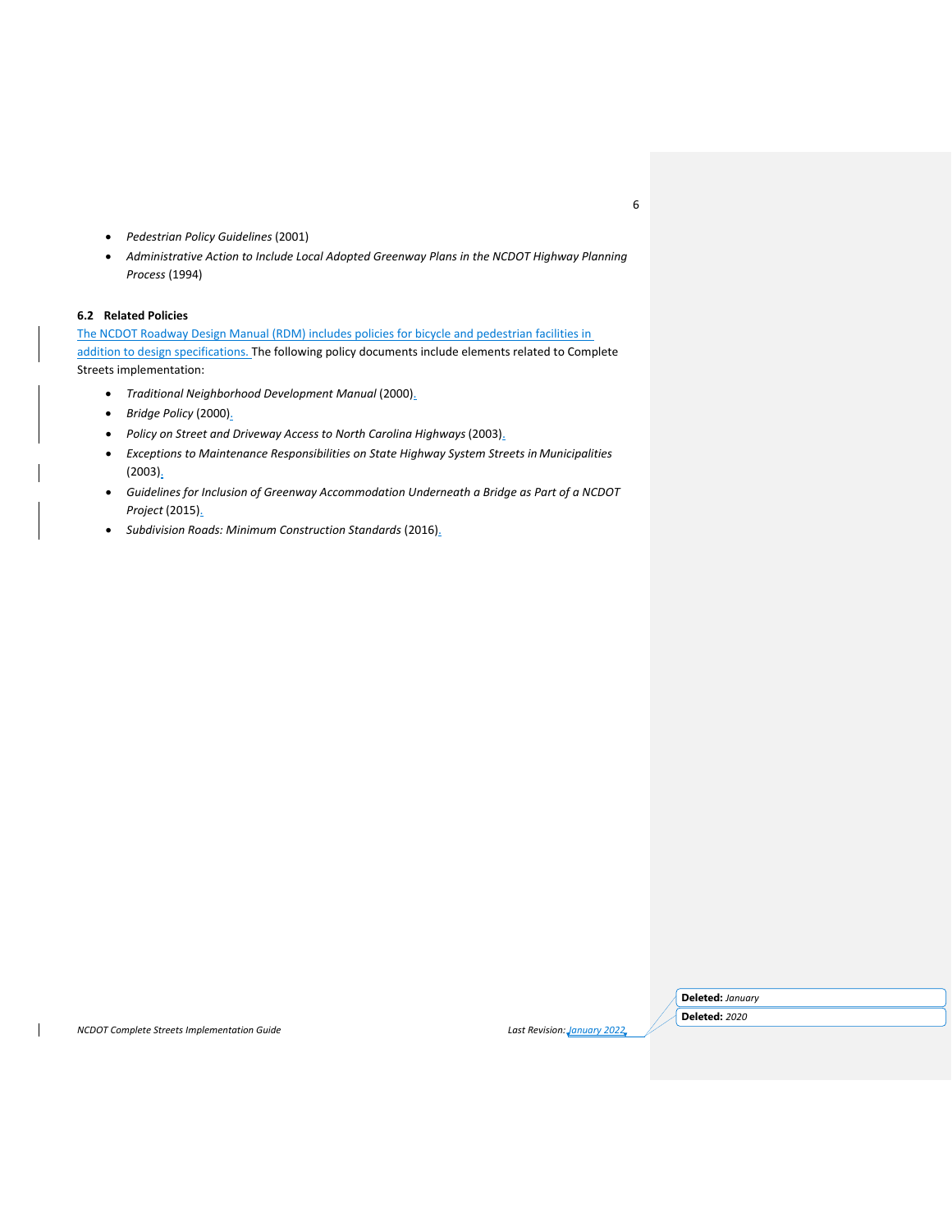- *Pedestrian Policy Guidelines* (2001)
- *Administrative Action to Include Local Adopted Greenway Plans in the NCDOT Highway Planning Process* (1994)

### 6.2 Related Policies

The NCDOT Roadway Design Manual (RDM) includes policies for bicycle and pedestrian facilities in addition to design specifications. The following policy documents include elements related to Complete Streets implementation:

- *Traditional Neighborhood Development Manual* (2000).
- *Bridge Policy* (2000).
- *Policy on Street and Driveway Access to North Carolina Highways* (2003).
- *Exceptions to Maintenance Responsibilities on State Highway System Streets in Municipalities* (2003).
- *Guidelines for Inclusion of Greenway Accommodation Underneath a Bridge as Part of a NCDOT Project* (2015).
- *Subdivision Roads: Minimum Construction Standards* (2016).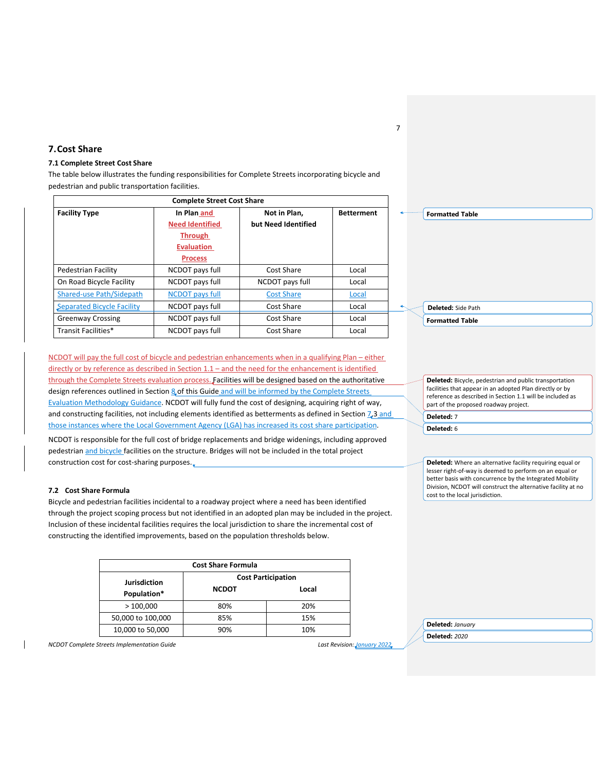## 7. Cost Share

### 7.1 Complete Street Cost Share

The table below illustrates the funding responsibilities for Complete Streets incorporating bicycle and pedestrian and public transportation facilities.

| Complete Street Cost Share | | | |
|---|---|---|---|
| **Facility Type** | **In Plan and Need Identified Through Evaluation Process** | **Not in Plan, but Need Identified** | **Betterment** |
| Pedestrian Facility | NCDOT pays full | Cost Share | Local |
| On Road Bicycle Facility | NCDOT pays full | NCDOT pays full | Local |
| Shared-use Path/Sidepath | NCDOT pays full | Cost Share | Local |
| Separated Bicycle Facility | NCDOT pays full | Cost Share | Local |
| Greenway Crossing | NCDOT pays full | Cost Share | Local |
| Transit Facilities* | NCDOT pays full | Cost Share | Local |

NCDOT will pay the full cost of bicycle and pedestrian enhancements when in a qualifying Plan – either directly or by reference as described in Section 1.1 – and the need for the enhancement is identified through the Complete Streets evaluation process. Facilities will be designed based on the authoritative design references outlined in Section 8 of this Guide and will be informed by the Complete Streets Evaluation Methodology Guidance. NCDOT will fully fund the cost of designing, acquiring right of way, and constructing facilities, not including elements identified as betterments as defined in Section 7.3 and those instances where the Local Government Agency (LGA) has increased its cost share participation.

NCDOT is responsible for the full cost of bridge replacements and bridge widenings, including approved pedestrian and bicycle facilities on the structure. Bridges will not be included in the total project construction cost for cost-sharing purposes.

### 7.2 Cost Share Formula

Bicycle and pedestrian facilities incidental to a roadway project where a need has been identified through the project scoping process but not identified in an adopted plan may be included in the project. Inclusion of these incidental facilities requires the local jurisdiction to share the incremental cost of constructing the identified improvements, based on the population thresholds below.

| Cost Share Formula | | |
|---|---|---|
| **Jurisdiction Population*** | **Cost Participation** | |
| | **NCDOT** | **Local** |
| > 100,000 | 80% | 20% |
| 50,000 to 100,000 | 85% | 15% |
| 10,000 to 50,000 | 90% | 10% |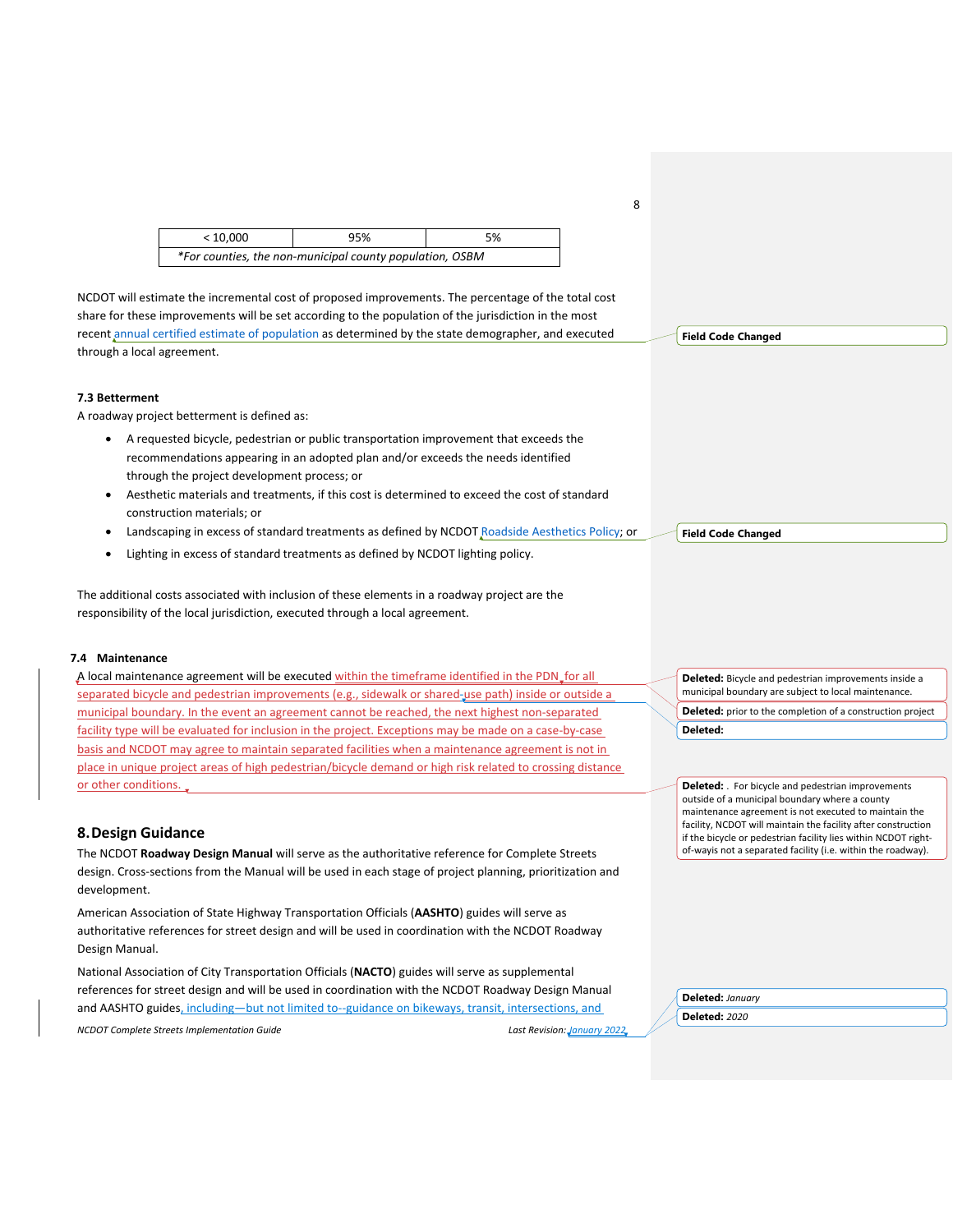| < 10,000 | 95% | 5% |
|---|---|---|
| *For counties, the non-municipal county population, OSBM | | |

NCDOT will estimate the incremental cost of proposed improvements. The percentage of the total cost share for these improvements will be set according to the population of the jurisdiction in the most recent annual certified estimate of population as determined by the state demographer, and executed through a local agreement.

**7.3 Betterment**

A roadway project betterment is defined as:

- A requested bicycle, pedestrian or public transportation improvement that exceeds the recommendations appearing in an adopted plan and/or exceeds the needs identified through the project development process; or
- Aesthetic materials and treatments, if this cost is determined to exceed the cost of standard construction materials; or
- Landscaping in excess of standard treatments as defined by NCDOT Roadside Aesthetics Policy; or
- Lighting in excess of standard treatments as defined by NCDOT lighting policy.

The additional costs associated with inclusion of these elements in a roadway project are the responsibility of the local jurisdiction, executed through a local agreement.

**7.4 Maintenance**

A local maintenance agreement will be executed within the timeframe identified in the PDN for all separated bicycle and pedestrian improvements (e.g., sidewalk or shared-use path) inside or outside a municipal boundary. In the event an agreement cannot be reached, the next highest non-separated facility type will be evaluated for inclusion in the project. Exceptions may be made on a case-by-case basis and NCDOT may agree to maintain separated facilities when a maintenance agreement is not in place in unique project areas of high pedestrian/bicycle demand or high risk related to crossing distance or other conditions.

## 8. Design Guidance

The NCDOT **Roadway Design Manual** will serve as the authoritative reference for Complete Streets design. Cross-sections from the Manual will be used in each stage of project planning, prioritization and development.

American Association of State Highway Transportation Officials (**AASHTO**) guides will serve as authoritative references for street design and will be used in coordination with the NCDOT Roadway Design Manual.

National Association of City Transportation Officials (**NACTO**) guides will serve as supplemental references for street design and will be used in coordination with the NCDOT Roadway Design Manual and AASHTO guides, including—but not limited to--guidance on bikeways, transit, intersections, and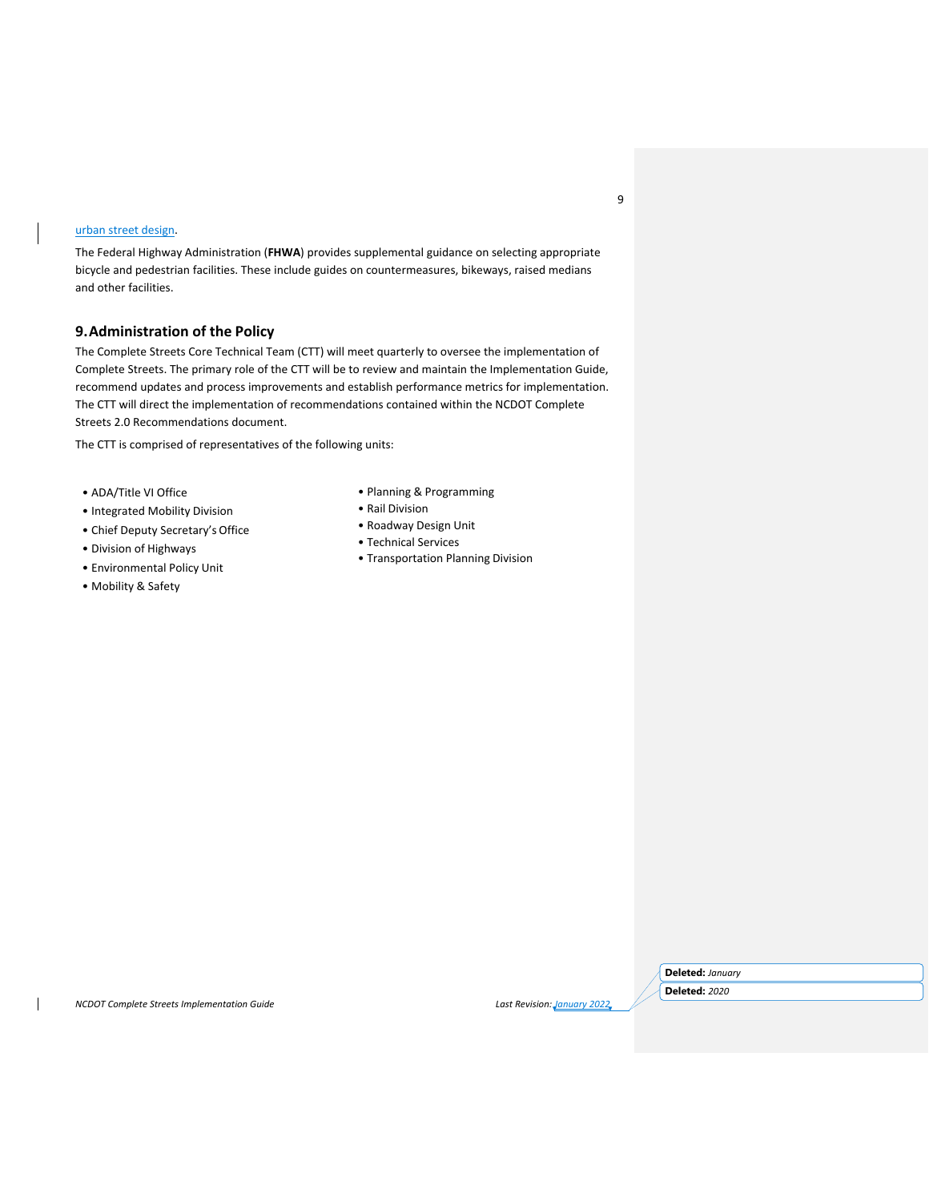urban street design.

The Federal Highway Administration (**FHWA**) provides supplemental guidance on selecting appropriate bicycle and pedestrian facilities. These include guides on countermeasures, bikeways, raised medians and other facilities.

## 9. Administration of the Policy

The Complete Streets Core Technical Team (CTT) will meet quarterly to oversee the implementation of Complete Streets. The primary role of the CTT will be to review and maintain the Implementation Guide, recommend updates and process improvements and establish performance metrics for implementation. The CTT will direct the implementation of recommendations contained within the NCDOT Complete Streets 2.0 Recommendations document.

The CTT is comprised of representatives of the following units:

- ADA/Title VI Office
- Integrated Mobility Division
- Chief Deputy Secretary's Office
- Division of Highways
- Environmental Policy Unit
- Mobility & Safety
- Planning & Programming
- Rail Division
- Roadway Design Unit
- Technical Services
- Transportation Planning Division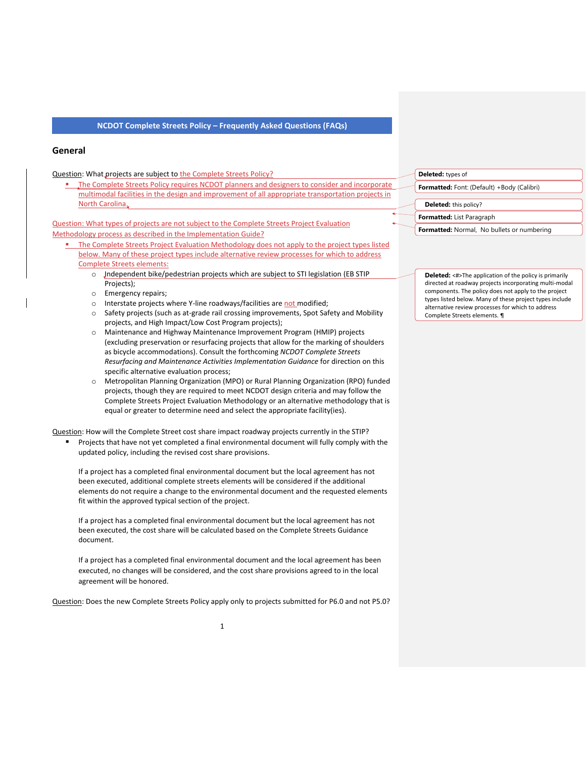# NCDOT Complete Streets Policy – Frequently Asked Questions (FAQs)

## General

Question: What projects are subject to the Complete Streets Policy?

- The Complete Streets Policy requires NCDOT planners and designers to consider and incorporate multimodal facilities in the design and improvement of all appropriate transportation projects in North Carolina.

Question: What types of projects are not subject to the Complete Streets Project Evaluation Methodology process as described in the Implementation Guide?

- The Complete Streets Project Evaluation Methodology does not apply to the project types listed below. Many of these project types include alternative review processes for which to address Complete Streets elements:
  - Independent bike/pedestrian projects which are subject to STI legislation (EB STIP Projects);
  - Emergency repairs;
  - Interstate projects where Y-line roadways/facilities are not modified;
  - Safety projects (such as at-grade rail crossing improvements, Spot Safety and Mobility projects, and High Impact/Low Cost Program projects);
  - Maintenance and Highway Maintenance Improvement Program (HMIP) projects (excluding preservation or resurfacing projects that allow for the marking of shoulders as bicycle accommodations). Consult the forthcoming *NCDOT Complete Streets Resurfacing and Maintenance Activities Implementation Guidance* for direction on this specific alternative evaluation process;
  - Metropolitan Planning Organization (MPO) or Rural Planning Organization (RPO) funded projects, though they are required to meet NCDOT design criteria and may follow the Complete Streets Project Evaluation Methodology or an alternative methodology that is equal or greater to determine need and select the appropriate facility(ies).

Question: How will the Complete Street cost share impact roadway projects currently in the STIP?

- Projects that have not yet completed a final environmental document will fully comply with the updated policy, including the revised cost share provisions.

  If a project has a completed final environmental document but the local agreement has not been executed, additional complete streets elements will be considered if the additional elements do not require a change to the environmental document and the requested elements fit within the approved typical section of the project.

  If a project has a completed final environmental document but the local agreement has not been executed, the cost share will be calculated based on the Complete Streets Guidance document.

  If a project has a completed final environmental document and the local agreement has been executed, no changes will be considered, and the cost share provisions agreed to in the local agreement will be honored.

Question: Does the new Complete Streets Policy apply only to projects submitted for P6.0 and not P5.0?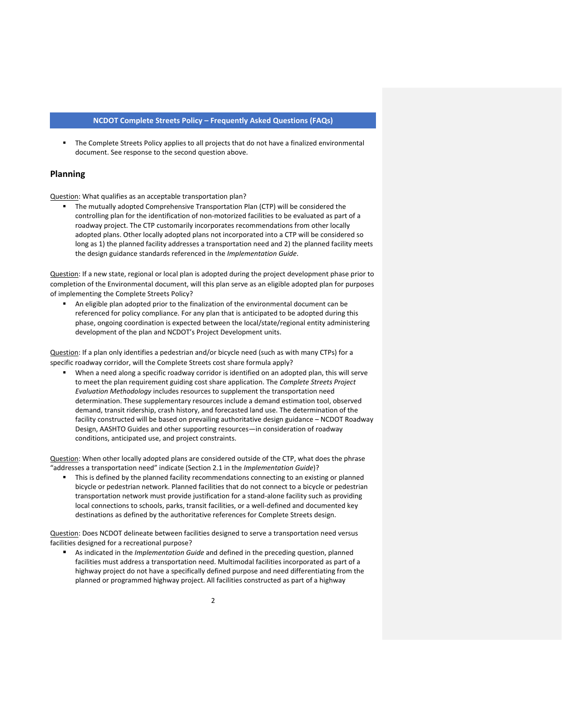- The Complete Streets Policy applies to all projects that do not have a finalized environmental document. See response to the second question above.

## Planning

Question: What qualifies as an acceptable transportation plan?

- The mutually adopted Comprehensive Transportation Plan (CTP) will be considered the controlling plan for the identification of non-motorized facilities to be evaluated as part of a roadway project. The CTP customarily incorporates recommendations from other locally adopted plans. Other locally adopted plans not incorporated into a CTP will be considered so long as 1) the planned facility addresses a transportation need and 2) the planned facility meets the design guidance standards referenced in the *Implementation Guide*.

Question: If a new state, regional or local plan is adopted during the project development phase prior to completion of the Environmental document, will this plan serve as an eligible adopted plan for purposes of implementing the Complete Streets Policy?

- An eligible plan adopted prior to the finalization of the environmental document can be referenced for policy compliance. For any plan that is anticipated to be adopted during this phase, ongoing coordination is expected between the local/state/regional entity administering development of the plan and NCDOT's Project Development units.

Question: If a plan only identifies a pedestrian and/or bicycle need (such as with many CTPs) for a specific roadway corridor, will the Complete Streets cost share formula apply?

- When a need along a specific roadway corridor is identified on an adopted plan, this will serve to meet the plan requirement guiding cost share application. The *Complete Streets Project Evaluation Methodology* includes resources to supplement the transportation need determination. These supplementary resources include a demand estimation tool, observed demand, transit ridership, crash history, and forecasted land use. The determination of the facility constructed will be based on prevailing authoritative design guidance – NCDOT Roadway Design, AASHTO Guides and other supporting resources—in consideration of roadway conditions, anticipated use, and project constraints.

Question: When other locally adopted plans are considered outside of the CTP, what does the phrase "addresses a transportation need" indicate (Section 2.1 in the *Implementation Guide*)?

- This is defined by the planned facility recommendations connecting to an existing or planned bicycle or pedestrian network. Planned facilities that do not connect to a bicycle or pedestrian transportation network must provide justification for a stand-alone facility such as providing local connections to schools, parks, transit facilities, or a well-defined and documented key destinations as defined by the authoritative references for Complete Streets design.

Question: Does NCDOT delineate between facilities designed to serve a transportation need versus facilities designed for a recreational purpose?

- As indicated in the *Implementation Guide* and defined in the preceding question, planned facilities must address a transportation need. Multimodal facilities incorporated as part of a highway project do not have a specifically defined purpose and need differentiating from the planned or programmed highway project. All facilities constructed as part of a highway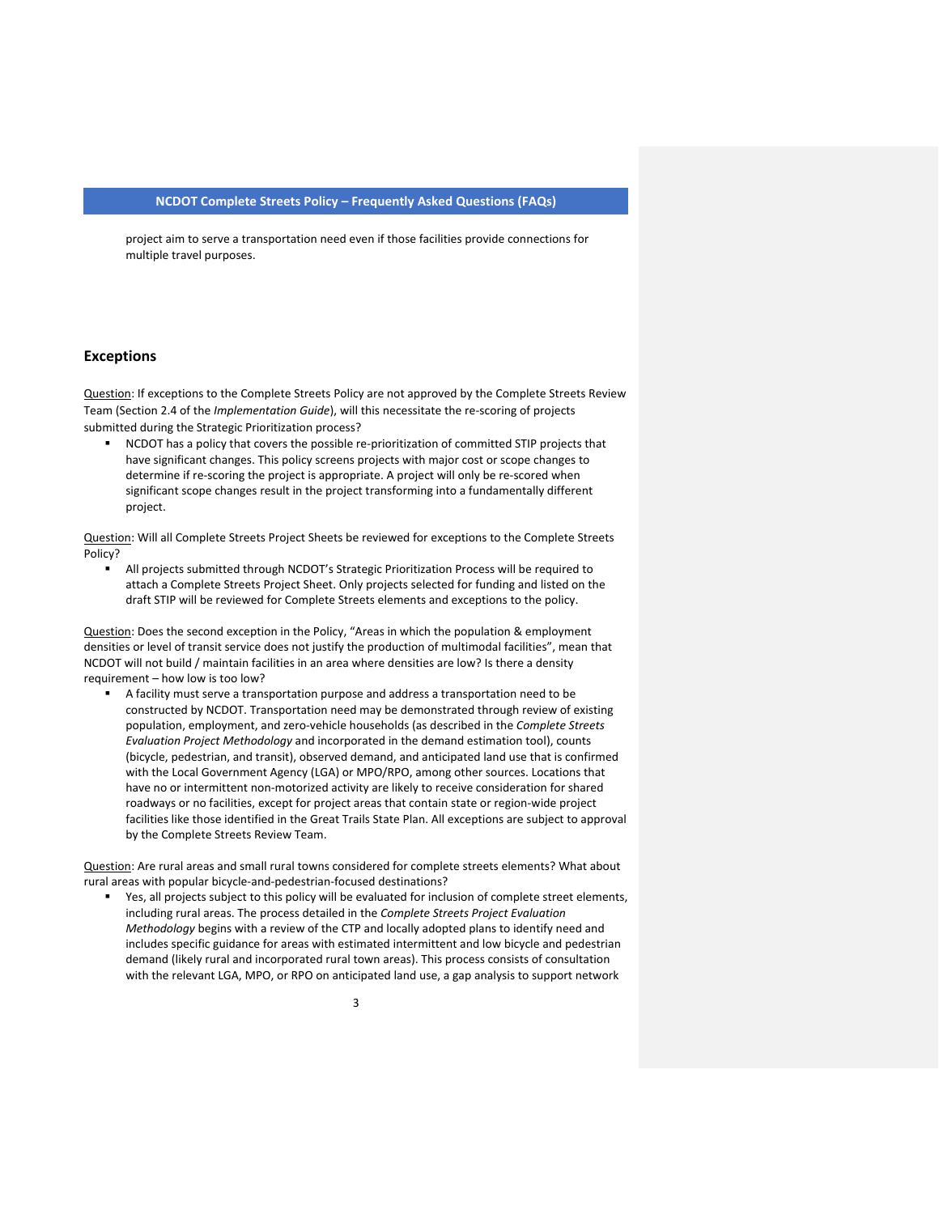project aim to serve a transportation need even if those facilities provide connections for multiple travel purposes.

## Exceptions

Question: If exceptions to the Complete Streets Policy are not approved by the Complete Streets Review Team (Section 2.4 of the *Implementation Guide*), will this necessitate the re-scoring of projects submitted during the Strategic Prioritization process?

- NCDOT has a policy that covers the possible re-prioritization of committed STIP projects that have significant changes. This policy screens projects with major cost or scope changes to determine if re-scoring the project is appropriate. A project will only be re-scored when significant scope changes result in the project transforming into a fundamentally different project.

Question: Will all Complete Streets Project Sheets be reviewed for exceptions to the Complete Streets Policy?

- All projects submitted through NCDOT's Strategic Prioritization Process will be required to attach a Complete Streets Project Sheet. Only projects selected for funding and listed on the draft STIP will be reviewed for Complete Streets elements and exceptions to the policy.

Question: Does the second exception in the Policy, "Areas in which the population & employment densities or level of transit service does not justify the production of multimodal facilities", mean that NCDOT will not build / maintain facilities in an area where densities are low? Is there a density requirement – how low is too low?

- A facility must serve a transportation purpose and address a transportation need to be constructed by NCDOT. Transportation need may be demonstrated through review of existing population, employment, and zero-vehicle households (as described in the *Complete Streets Evaluation Project Methodology* and incorporated in the demand estimation tool), counts (bicycle, pedestrian, and transit), observed demand, and anticipated land use that is confirmed with the Local Government Agency (LGA) or MPO/RPO, among other sources. Locations that have no or intermittent non-motorized activity are likely to receive consideration for shared roadways or no facilities, except for project areas that contain state or region-wide project facilities like those identified in the Great Trails State Plan. All exceptions are subject to approval by the Complete Streets Review Team.

Question: Are rural areas and small rural towns considered for complete streets elements? What about rural areas with popular bicycle-and-pedestrian-focused destinations?

- Yes, all projects subject to this policy will be evaluated for inclusion of complete street elements, including rural areas. The process detailed in the *Complete Streets Project Evaluation Methodology* begins with a review of the CTP and locally adopted plans to identify need and includes specific guidance for areas with estimated intermittent and low bicycle and pedestrian demand (likely rural and incorporated rural town areas). This process consists of consultation with the relevant LGA, MPO, or RPO on anticipated land use, a gap analysis to support network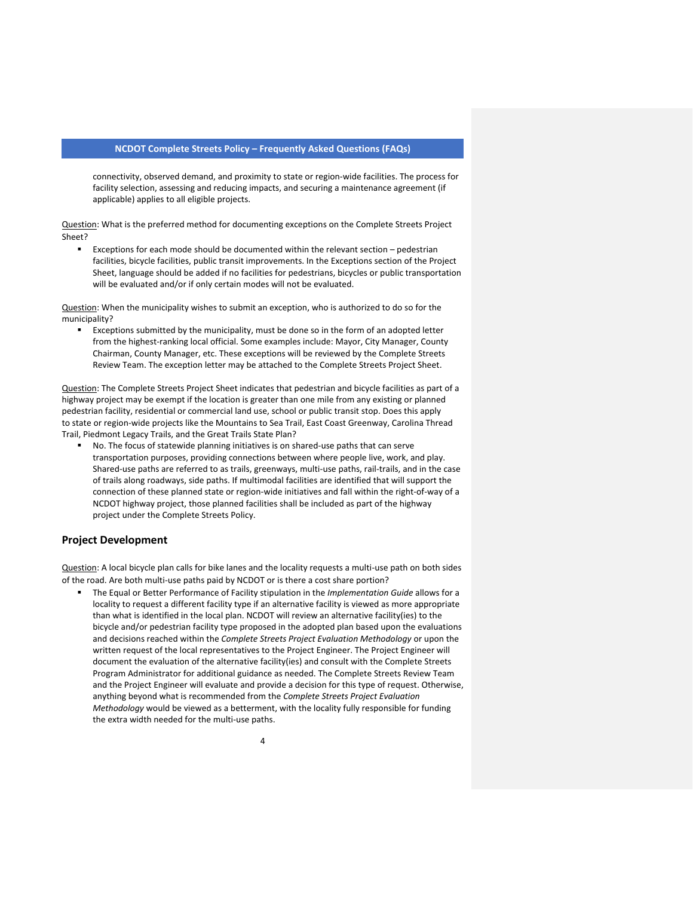connectivity, observed demand, and proximity to state or region-wide facilities. The process for facility selection, assessing and reducing impacts, and securing a maintenance agreement (if applicable) applies to all eligible projects.

Question: What is the preferred method for documenting exceptions on the Complete Streets Project Sheet?

- Exceptions for each mode should be documented within the relevant section – pedestrian facilities, bicycle facilities, public transit improvements. In the Exceptions section of the Project Sheet, language should be added if no facilities for pedestrians, bicycles or public transportation will be evaluated and/or if only certain modes will not be evaluated.

Question: When the municipality wishes to submit an exception, who is authorized to do so for the municipality?

- Exceptions submitted by the municipality, must be done so in the form of an adopted letter from the highest-ranking local official. Some examples include: Mayor, City Manager, County Chairman, County Manager, etc. These exceptions will be reviewed by the Complete Streets Review Team. The exception letter may be attached to the Complete Streets Project Sheet.

Question: The Complete Streets Project Sheet indicates that pedestrian and bicycle facilities as part of a highway project may be exempt if the location is greater than one mile from any existing or planned pedestrian facility, residential or commercial land use, school or public transit stop. Does this apply to state or region-wide projects like the Mountains to Sea Trail, East Coast Greenway, Carolina Thread Trail, Piedmont Legacy Trails, and the Great Trails State Plan?

- No. The focus of statewide planning initiatives is on shared-use paths that can serve transportation purposes, providing connections between where people live, work, and play. Shared-use paths are referred to as trails, greenways, multi-use paths, rail-trails, and in the case of trails along roadways, side paths. If multimodal facilities are identified that will support the connection of these planned state or region-wide initiatives and fall within the right-of-way of a NCDOT highway project, those planned facilities shall be included as part of the highway project under the Complete Streets Policy.

## Project Development

Question: A local bicycle plan calls for bike lanes and the locality requests a multi-use path on both sides of the road. Are both multi-use paths paid by NCDOT or is there a cost share portion?

- The Equal or Better Performance of Facility stipulation in the *Implementation Guide* allows for a locality to request a different facility type if an alternative facility is viewed as more appropriate than what is identified in the local plan. NCDOT will review an alternative facility(ies) to the bicycle and/or pedestrian facility type proposed in the adopted plan based upon the evaluations and decisions reached within the *Complete Streets Project Evaluation Methodology* or upon the written request of the local representatives to the Project Engineer. The Project Engineer will document the evaluation of the alternative facility(ies) and consult with the Complete Streets Program Administrator for additional guidance as needed. The Complete Streets Review Team and the Project Engineer will evaluate and provide a decision for this type of request. Otherwise, anything beyond what is recommended from the *Complete Streets Project Evaluation Methodology* would be viewed as a betterment, with the locality fully responsible for funding the extra width needed for the multi-use paths.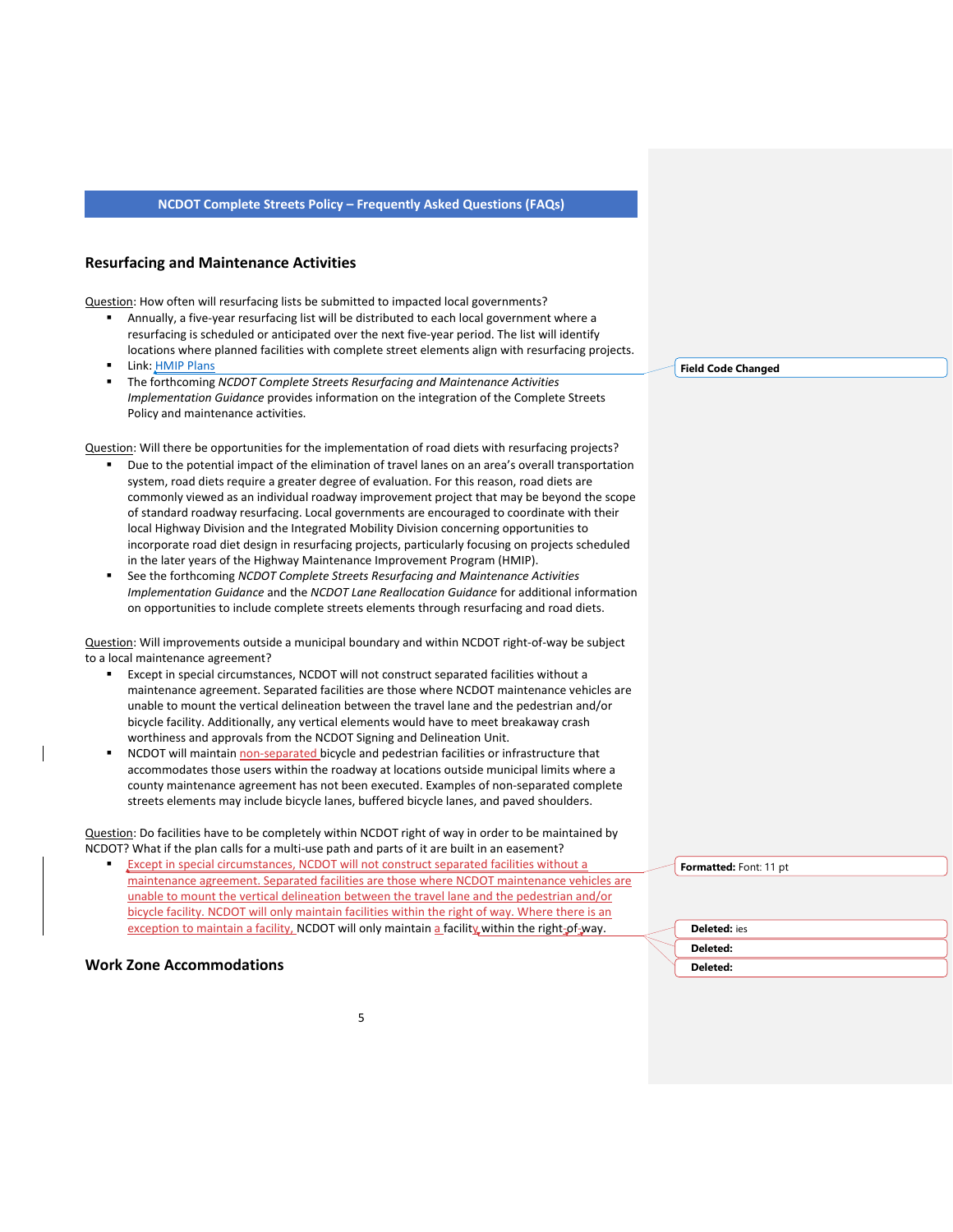## Resurfacing and Maintenance Activities

Question: How often will resurfacing lists be submitted to impacted local governments?

- Annually, a five-year resurfacing list will be distributed to each local government where a resurfacing is scheduled or anticipated over the next five-year period. The list will identify locations where planned facilities with complete street elements align with resurfacing projects.
- Link: HMIP Plans
- The forthcoming *NCDOT Complete Streets Resurfacing and Maintenance Activities Implementation Guidance* provides information on the integration of the Complete Streets Policy and maintenance activities.

Question: Will there be opportunities for the implementation of road diets with resurfacing projects?

- Due to the potential impact of the elimination of travel lanes on an area's overall transportation system, road diets require a greater degree of evaluation. For this reason, road diets are commonly viewed as an individual roadway improvement project that may be beyond the scope of standard roadway resurfacing. Local governments are encouraged to coordinate with their local Highway Division and the Integrated Mobility Division concerning opportunities to incorporate road diet design in resurfacing projects, particularly focusing on projects scheduled in the later years of the Highway Maintenance Improvement Program (HMIP).
- See the forthcoming *NCDOT Complete Streets Resurfacing and Maintenance Activities Implementation Guidance* and the *NCDOT Lane Reallocation Guidance* for additional information on opportunities to include complete streets elements through resurfacing and road diets.

Question: Will improvements outside a municipal boundary and within NCDOT right-of-way be subject to a local maintenance agreement?

- Except in special circumstances, NCDOT will not construct separated facilities without a maintenance agreement. Separated facilities are those where NCDOT maintenance vehicles are unable to mount the vertical delineation between the travel lane and the pedestrian and/or bicycle facility. Additionally, any vertical elements would have to meet breakaway crash worthiness and approvals from the NCDOT Signing and Delineation Unit.
- NCDOT will maintain non-separated bicycle and pedestrian facilities or infrastructure that accommodates those users within the roadway at locations outside municipal limits where a county maintenance agreement has not been executed. Examples of non-separated complete streets elements may include bicycle lanes, buffered bicycle lanes, and paved shoulders.

Question: Do facilities have to be completely within NCDOT right of way in order to be maintained by NCDOT? What if the plan calls for a multi-use path and parts of it are built in an easement?

- Except in special circumstances, NCDOT will not construct separated facilities without a maintenance agreement. Separated facilities are those where NCDOT maintenance vehicles are unable to mount the vertical delineation between the travel lane and the pedestrian and/or bicycle facility. NCDOT will only maintain facilities within the right of way. Where there is an exception to maintain a facility, NCDOT will only maintain a facility within the right-of-way.

## Work Zone Accommodations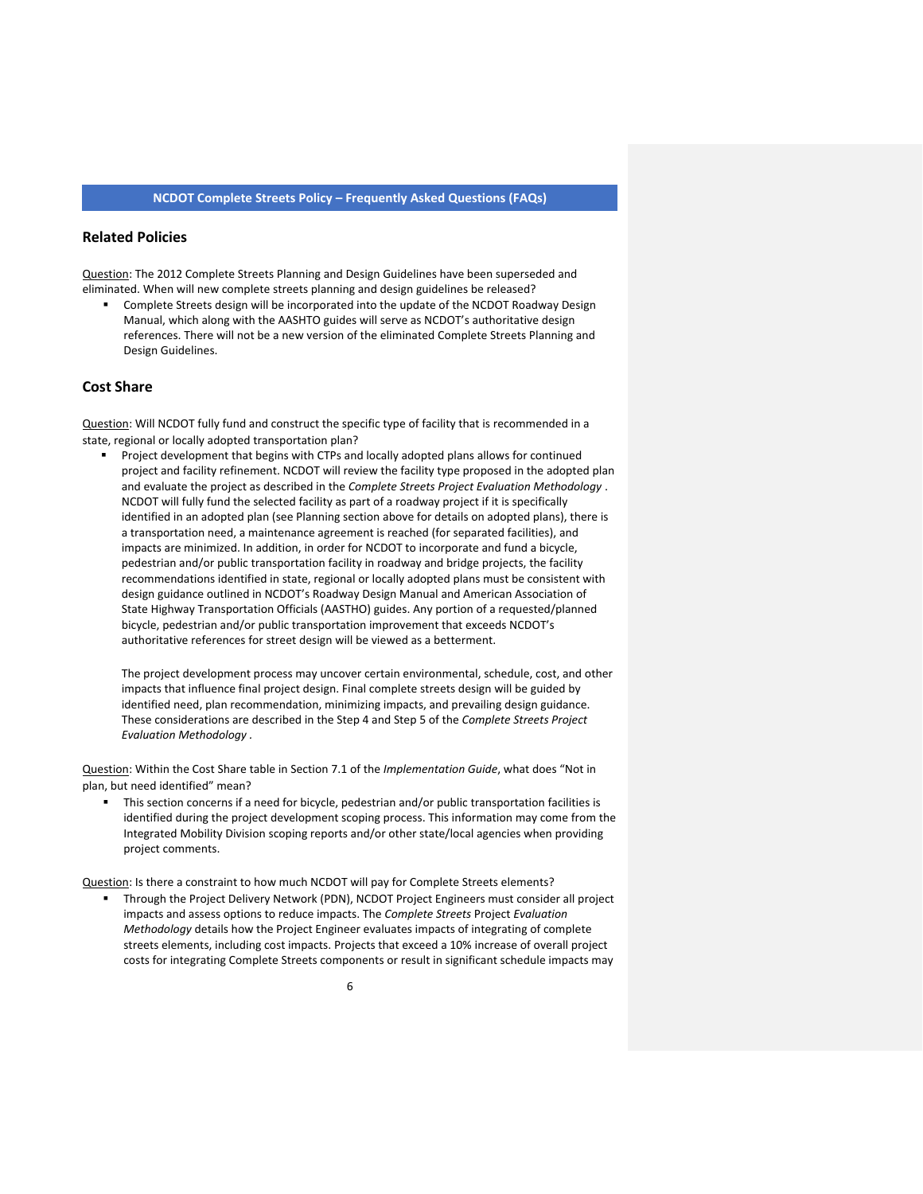## Related Policies

Question: The 2012 Complete Streets Planning and Design Guidelines have been superseded and eliminated. When will new complete streets planning and design guidelines be released?

- Complete Streets design will be incorporated into the update of the NCDOT Roadway Design Manual, which along with the AASHTO guides will serve as NCDOT's authoritative design references. There will not be a new version of the eliminated Complete Streets Planning and Design Guidelines.

## Cost Share

Question: Will NCDOT fully fund and construct the specific type of facility that is recommended in a state, regional or locally adopted transportation plan?

- Project development that begins with CTPs and locally adopted plans allows for continued project and facility refinement. NCDOT will review the facility type proposed in the adopted plan and evaluate the project as described in the *Complete Streets Project Evaluation Methodology* . NCDOT will fully fund the selected facility as part of a roadway project if it is specifically identified in an adopted plan (see Planning section above for details on adopted plans), there is a transportation need, a maintenance agreement is reached (for separated facilities), and impacts are minimized. In addition, in order for NCDOT to incorporate and fund a bicycle, pedestrian and/or public transportation facility in roadway and bridge projects, the facility recommendations identified in state, regional or locally adopted plans must be consistent with design guidance outlined in NCDOT's Roadway Design Manual and American Association of State Highway Transportation Officials (AASTHO) guides. Any portion of a requested/planned bicycle, pedestrian and/or public transportation improvement that exceeds NCDOT's authoritative references for street design will be viewed as a betterment.

  The project development process may uncover certain environmental, schedule, cost, and other impacts that influence final project design. Final complete streets design will be guided by identified need, plan recommendation, minimizing impacts, and prevailing design guidance. These considerations are described in the Step 4 and Step 5 of the *Complete Streets Project Evaluation Methodology* .

Question: Within the Cost Share table in Section 7.1 of the *Implementation Guide*, what does "Not in plan, but need identified" mean?

- This section concerns if a need for bicycle, pedestrian and/or public transportation facilities is identified during the project development scoping process. This information may come from the Integrated Mobility Division scoping reports and/or other state/local agencies when providing project comments.

Question: Is there a constraint to how much NCDOT will pay for Complete Streets elements?

- Through the Project Delivery Network (PDN), NCDOT Project Engineers must consider all project impacts and assess options to reduce impacts. The *Complete Streets* Project *Evaluation Methodology* details how the Project Engineer evaluates impacts of integrating of complete streets elements, including cost impacts. Projects that exceed a 10% increase of overall project costs for integrating Complete Streets components or result in significant schedule impacts may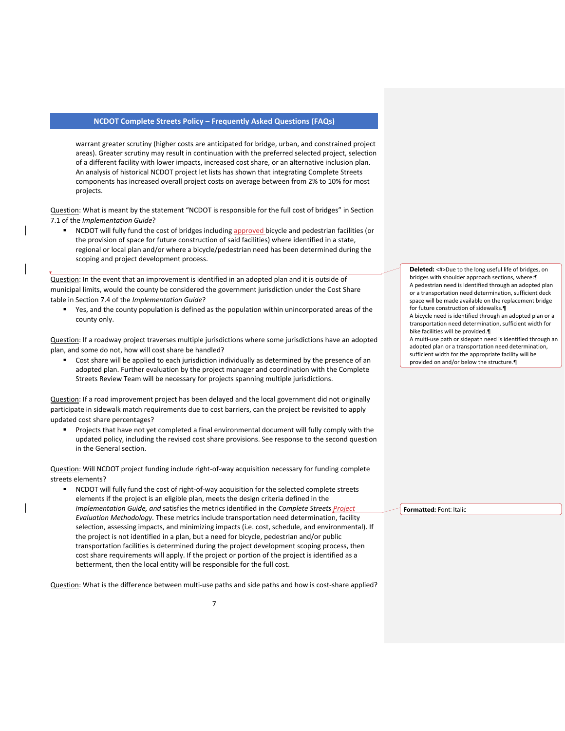warrant greater scrutiny (higher costs are anticipated for bridge, urban, and constrained project areas). Greater scrutiny may result in continuation with the preferred selected project, selection of a different facility with lower impacts, increased cost share, or an alternative inclusion plan. An analysis of historical NCDOT project let lists has shown that integrating Complete Streets components has increased overall project costs on average between from 2% to 10% for most projects.

Question: What is meant by the statement "NCDOT is responsible for the full cost of bridges" in Section 7.1 of the *Implementation Guide*?

- NCDOT will fully fund the cost of bridges including approved bicycle and pedestrian facilities (or the provision of space for future construction of said facilities) where identified in a state, regional or local plan and/or where a bicycle/pedestrian need has been determined during the scoping and project development process.

Question: In the event that an improvement is identified in an adopted plan and it is outside of municipal limits, would the county be considered the government jurisdiction under the Cost Share table in Section 7.4 of the *Implementation Guide*?

- Yes, and the county population is defined as the population within unincorporated areas of the county only.

Question: If a roadway project traverses multiple jurisdictions where some jurisdictions have an adopted plan, and some do not, how will cost share be handled?

- Cost share will be applied to each jurisdiction individually as determined by the presence of an adopted plan. Further evaluation by the project manager and coordination with the Complete Streets Review Team will be necessary for projects spanning multiple jurisdictions.

Question: If a road improvement project has been delayed and the local government did not originally participate in sidewalk match requirements due to cost barriers, can the project be revisited to apply updated cost share percentages?

- Projects that have not yet completed a final environmental document will fully comply with the updated policy, including the revised cost share provisions. See response to the second question in the General section.

Question: Will NCDOT project funding include right-of-way acquisition necessary for funding complete streets elements?

- NCDOT will fully fund the cost of right-of-way acquisition for the selected complete streets elements if the project is an eligible plan, meets the design criteria defined in the *Implementation Guide, and* satisfies the metrics identified in the *Complete Streets Project Evaluation Methodology.* These metrics include transportation need determination, facility selection, assessing impacts, and minimizing impacts (i.e. cost, schedule, and environmental). If the project is not identified in a plan, but a need for bicycle, pedestrian and/or public transportation facilities is determined during the project development scoping process, then cost share requirements will apply. If the project or portion of the project is identified as a betterment, then the local entity will be responsible for the full cost.

Question: What is the difference between multi-use paths and side paths and how is cost-share applied?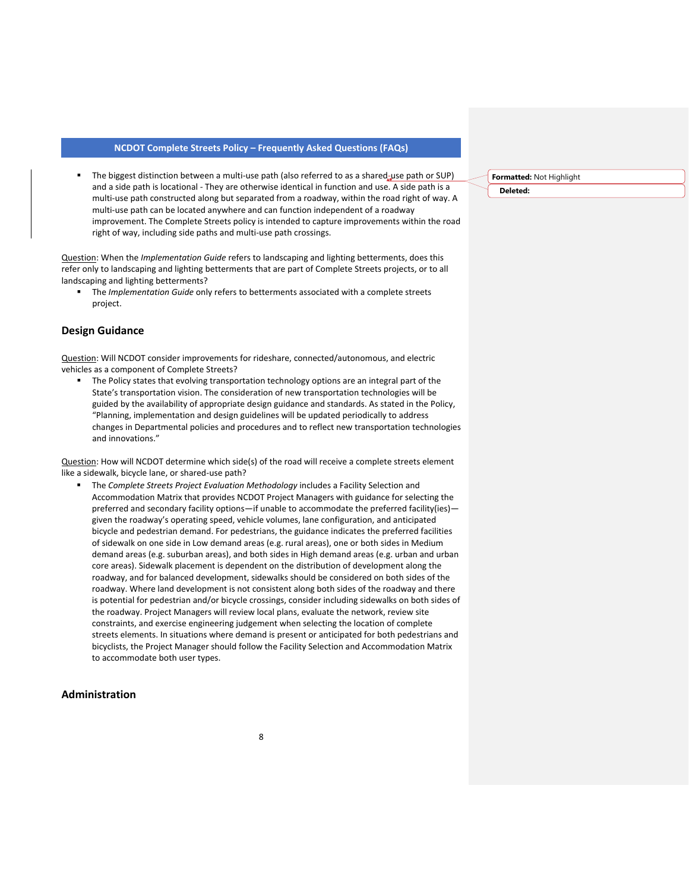- The biggest distinction between a multi-use path (also referred to as a shared use path or SUP) and a side path is locational - They are otherwise identical in function and use. A side path is a multi-use path constructed along but separated from a roadway, within the road right of way. A multi-use path can be located anywhere and can function independent of a roadway improvement. The Complete Streets policy is intended to capture improvements within the road right of way, including side paths and multi-use path crossings.

Question: When the *Implementation Guide* refers to landscaping and lighting betterments, does this refer only to landscaping and lighting betterments that are part of Complete Streets projects, or to all landscaping and lighting betterments?

- The *Implementation Guide* only refers to betterments associated with a complete streets project.

## Design Guidance

Question: Will NCDOT consider improvements for rideshare, connected/autonomous, and electric vehicles as a component of Complete Streets?

- The Policy states that evolving transportation technology options are an integral part of the State's transportation vision. The consideration of new transportation technologies will be guided by the availability of appropriate design guidance and standards. As stated in the Policy, "Planning, implementation and design guidelines will be updated periodically to address changes in Departmental policies and procedures and to reflect new transportation technologies and innovations."

Question: How will NCDOT determine which side(s) of the road will receive a complete streets element like a sidewalk, bicycle lane, or shared-use path?

- The *Complete Streets Project Evaluation Methodology* includes a Facility Selection and Accommodation Matrix that provides NCDOT Project Managers with guidance for selecting the preferred and secondary facility options—if unable to accommodate the preferred facility(ies)—given the roadway's operating speed, vehicle volumes, lane configuration, and anticipated bicycle and pedestrian demand. For pedestrians, the guidance indicates the preferred facilities of sidewalk on one side in Low demand areas (e.g. rural areas), one or both sides in Medium demand areas (e.g. suburban areas), and both sides in High demand areas (e.g. urban and urban core areas). Sidewalk placement is dependent on the distribution of development along the roadway, and for balanced development, sidewalks should be considered on both sides of the roadway. Where land development is not consistent along both sides of the roadway and there is potential for pedestrian and/or bicycle crossings, consider including sidewalks on both sides of the roadway. Project Managers will review local plans, evaluate the network, review site constraints, and exercise engineering judgement when selecting the location of complete streets elements. In situations where demand is present or anticipated for both pedestrians and bicyclists, the Project Manager should follow the Facility Selection and Accommodation Matrix to accommodate both user types.

## Administration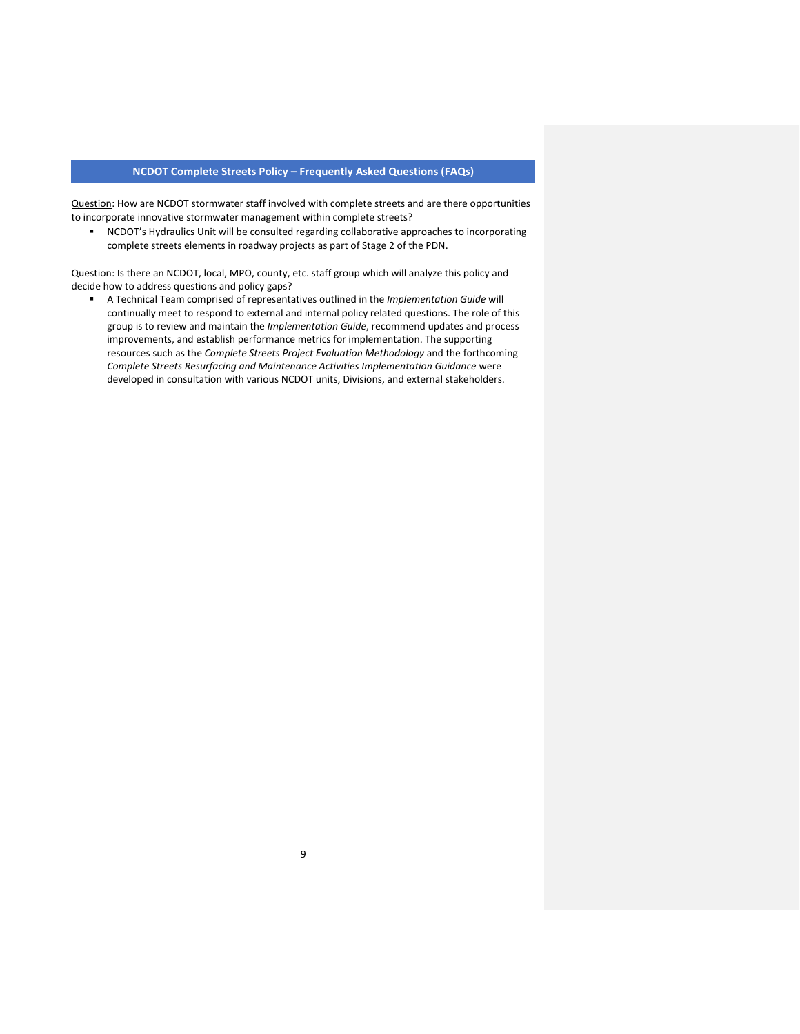## NCDOT Complete Streets Policy – Frequently Asked Questions (FAQs)

Question: How are NCDOT stormwater staff involved with complete streets and are there opportunities to incorporate innovative stormwater management within complete streets?

- NCDOT's Hydraulics Unit will be consulted regarding collaborative approaches to incorporating complete streets elements in roadway projects as part of Stage 2 of the PDN.

Question: Is there an NCDOT, local, MPO, county, etc. staff group which will analyze this policy and decide how to address questions and policy gaps?

- A Technical Team comprised of representatives outlined in the *Implementation Guide* will continually meet to respond to external and internal policy related questions. The role of this group is to review and maintain the *Implementation Guide*, recommend updates and process improvements, and establish performance metrics for implementation. The supporting resources such as the *Complete Streets Project Evaluation Methodology* and the forthcoming *Complete Streets Resurfacing and Maintenance Activities Implementation Guidance* were developed in consultation with various NCDOT units, Divisions, and external stakeholders.